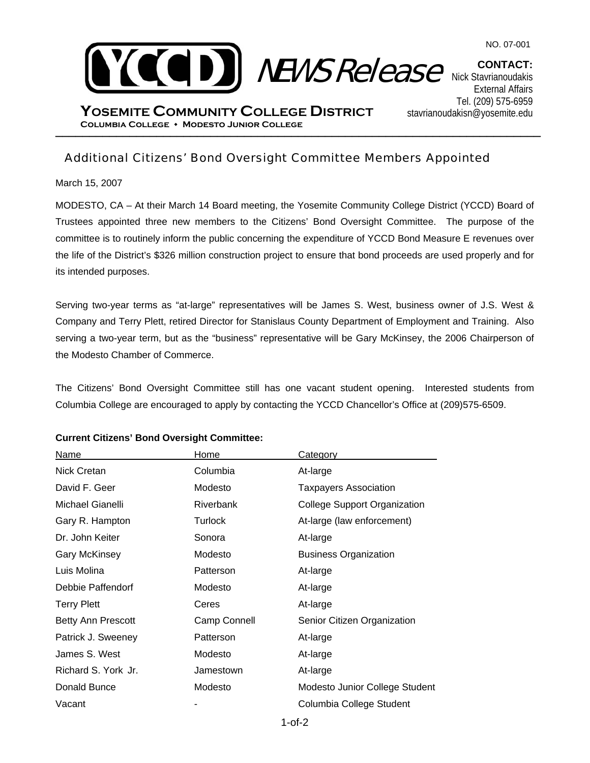NO. 07-001

**YCCD** NEWS Release

**YOSEMITE COMMUNITY COLLEGE DISTRICT**
**COLUMBIA COLLEGE • MODESTO JUNIOR COLLEGE**

**CONTACT:**
Nick Stavrianoudakis
External Affairs
Tel. (209) 575-6959
stavrianoudakisn@yosemite.edu

## Additional Citizens' Bond Oversight Committee Members Appointed

March 15, 2007

MODESTO, CA – At their March 14 Board meeting, the Yosemite Community College District (YCCD) Board of Trustees appointed three new members to the Citizens' Bond Oversight Committee. The purpose of the committee is to routinely inform the public concerning the expenditure of YCCD Bond Measure E revenues over the life of the District's $326 million construction project to ensure that bond proceeds are used properly and for its intended purposes.

Serving two-year terms as "at-large" representatives will be James S. West, business owner of J.S. West & Company and Terry Plett, retired Director for Stanislaus County Department of Employment and Training. Also serving a two-year term, but as the "business" representative will be Gary McKinsey, the 2006 Chairperson of the Modesto Chamber of Commerce.

The Citizens' Bond Oversight Committee still has one vacant student opening. Interested students from Columbia College are encouraged to apply by contacting the YCCD Chancellor's Office at (209)575-6509.

**Current Citizens' Bond Oversight Committee:**

| Name | Home | Category |
|---|---|---|
| Nick Cretan | Columbia | At-large |
| David F. Geer | Modesto | Taxpayers Association |
| Michael Gianelli | Riverbank | College Support Organization |
| Gary R. Hampton | Turlock | At-large (law enforcement) |
| Dr. John Keiter | Sonora | At-large |
| Gary McKinsey | Modesto | Business Organization |
| Luis Molina | Patterson | At-large |
| Debbie Paffendorf | Modesto | At-large |
| Terry Plett | Ceres | At-large |
| Betty Ann Prescott | Camp Connell | Senior Citizen Organization |
| Patrick J. Sweeney | Patterson | At-large |
| James S. West | Modesto | At-large |
| Richard S. York Jr. | Jamestown | At-large |
| Donald Bunce | Modesto | Modesto Junior College Student |
| Vacant | - | Columbia College Student |